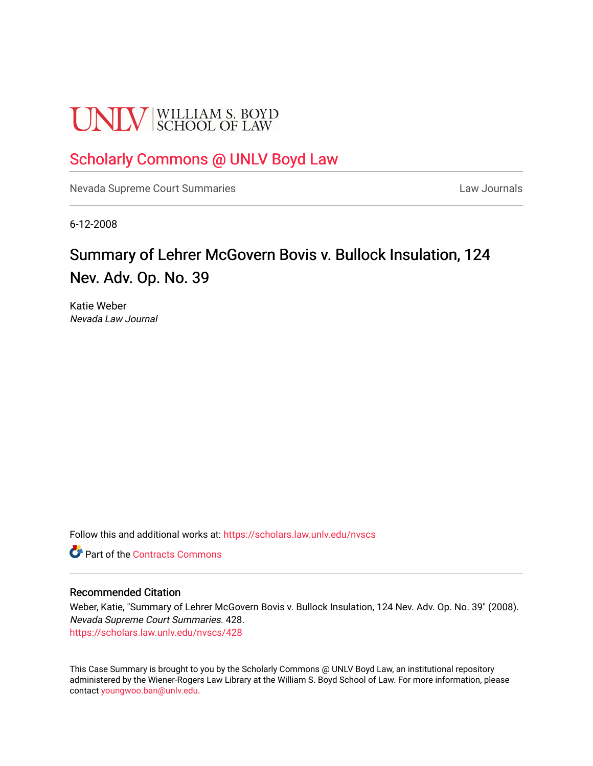UNLV | WILLIAM S. BOYD SCHOOL OF LAW

Scholarly Commons @ UNLV Boyd Law

Nevada Supreme Court Summaries | Law Journals

6-12-2008

# Summary of Lehrer McGovern Bovis v. Bullock Insulation, 124 Nev. Adv. Op. No. 39

Katie Weber
*Nevada Law Journal*

Follow this and additional works at: https://scholars.law.unlv.edu/nvscs

Part of the Contracts Commons

## Recommended Citation

Weber, Katie, "Summary of Lehrer McGovern Bovis v. Bullock Insulation, 124 Nev. Adv. Op. No. 39" (2008). *Nevada Supreme Court Summaries*. 428.
https://scholars.law.unlv.edu/nvscs/428

This Case Summary is brought to you by the Scholarly Commons @ UNLV Boyd Law, an institutional repository administered by the Wiener-Rogers Law Library at the William S. Boyd School of Law. For more information, please contact youngwoo.ban@unlv.edu.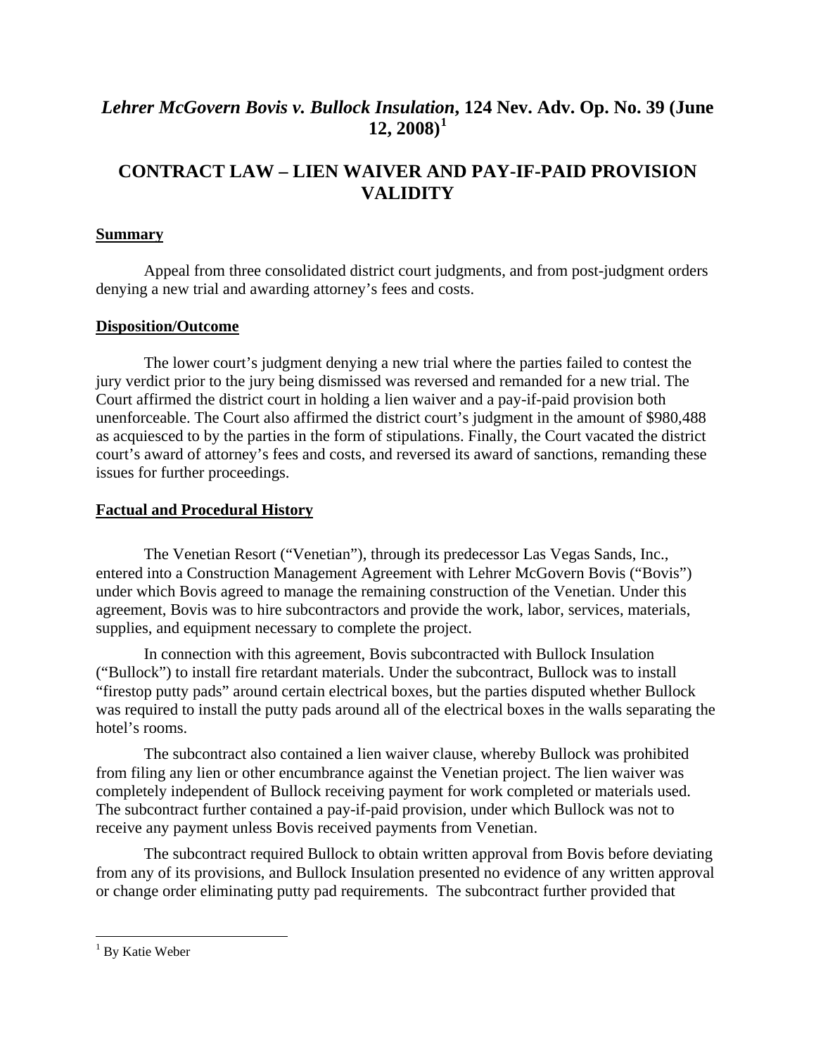# *Lehrer McGovern Bovis v. Bullock Insulation*, 124 Nev. Adv. Op. No. 39 (June 12, 2008)[1]

## CONTRACT LAW – LIEN WAIVER AND PAY-IF-PAID PROVISION VALIDITY

### Summary

Appeal from three consolidated district court judgments, and from post-judgment orders denying a new trial and awarding attorney's fees and costs.

### Disposition/Outcome

The lower court's judgment denying a new trial where the parties failed to contest the jury verdict prior to the jury being dismissed was reversed and remanded for a new trial. The Court affirmed the district court in holding a lien waiver and a pay-if-paid provision both unenforceable. The Court also affirmed the district court's judgment in the amount of $980,488 as acquiesced to by the parties in the form of stipulations. Finally, the Court vacated the district court's award of attorney's fees and costs, and reversed its award of sanctions, remanding these issues for further proceedings.

### Factual and Procedural History

The Venetian Resort ("Venetian"), through its predecessor Las Vegas Sands, Inc., entered into a Construction Management Agreement with Lehrer McGovern Bovis ("Bovis") under which Bovis agreed to manage the remaining construction of the Venetian. Under this agreement, Bovis was to hire subcontractors and provide the work, labor, services, materials, supplies, and equipment necessary to complete the project.

In connection with this agreement, Bovis subcontracted with Bullock Insulation ("Bullock") to install fire retardant materials. Under the subcontract, Bullock was to install "firestop putty pads" around certain electrical boxes, but the parties disputed whether Bullock was required to install the putty pads around all of the electrical boxes in the walls separating the hotel's rooms.

The subcontract also contained a lien waiver clause, whereby Bullock was prohibited from filing any lien or other encumbrance against the Venetian project. The lien waiver was completely independent of Bullock receiving payment for work completed or materials used. The subcontract further contained a pay-if-paid provision, under which Bullock was not to receive any payment unless Bovis received payments from Venetian.

The subcontract required Bullock to obtain written approval from Bovis before deviating from any of its provisions, and Bullock Insulation presented no evidence of any written approval or change order eliminating putty pad requirements. The subcontract further provided that

[1] By Katie Weber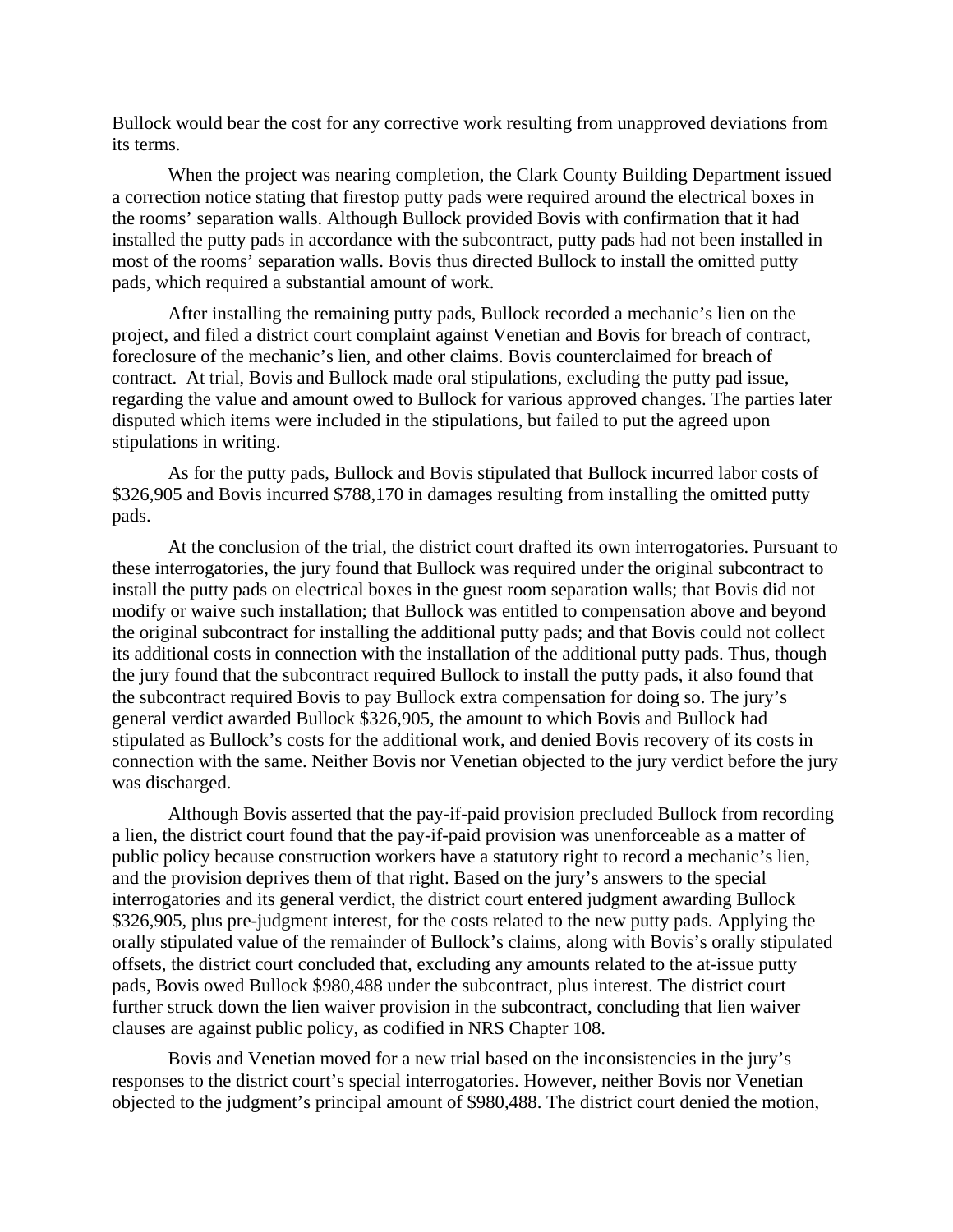Bullock would bear the cost for any corrective work resulting from unapproved deviations from its terms.

When the project was nearing completion, the Clark County Building Department issued a correction notice stating that firestop putty pads were required around the electrical boxes in the rooms' separation walls. Although Bullock provided Bovis with confirmation that it had installed the putty pads in accordance with the subcontract, putty pads had not been installed in most of the rooms' separation walls. Bovis thus directed Bullock to install the omitted putty pads, which required a substantial amount of work.

After installing the remaining putty pads, Bullock recorded a mechanic's lien on the project, and filed a district court complaint against Venetian and Bovis for breach of contract, foreclosure of the mechanic's lien, and other claims. Bovis counterclaimed for breach of contract. At trial, Bovis and Bullock made oral stipulations, excluding the putty pad issue, regarding the value and amount owed to Bullock for various approved changes. The parties later disputed which items were included in the stipulations, but failed to put the agreed upon stipulations in writing.

As for the putty pads, Bullock and Bovis stipulated that Bullock incurred labor costs of $326,905 and Bovis incurred $788,170 in damages resulting from installing the omitted putty pads.

At the conclusion of the trial, the district court drafted its own interrogatories. Pursuant to these interrogatories, the jury found that Bullock was required under the original subcontract to install the putty pads on electrical boxes in the guest room separation walls; that Bovis did not modify or waive such installation; that Bullock was entitled to compensation above and beyond the original subcontract for installing the additional putty pads; and that Bovis could not collect its additional costs in connection with the installation of the additional putty pads. Thus, though the jury found that the subcontract required Bullock to install the putty pads, it also found that the subcontract required Bovis to pay Bullock extra compensation for doing so. The jury's general verdict awarded Bullock $326,905, the amount to which Bovis and Bullock had stipulated as Bullock's costs for the additional work, and denied Bovis recovery of its costs in connection with the same. Neither Bovis nor Venetian objected to the jury verdict before the jury was discharged.

Although Bovis asserted that the pay-if-paid provision precluded Bullock from recording a lien, the district court found that the pay-if-paid provision was unenforceable as a matter of public policy because construction workers have a statutory right to record a mechanic's lien, and the provision deprives them of that right. Based on the jury's answers to the special interrogatories and its general verdict, the district court entered judgment awarding Bullock $326,905, plus pre-judgment interest, for the costs related to the new putty pads. Applying the orally stipulated value of the remainder of Bullock's claims, along with Bovis's orally stipulated offsets, the district court concluded that, excluding any amounts related to the at-issue putty pads, Bovis owed Bullock $980,488 under the subcontract, plus interest. The district court further struck down the lien waiver provision in the subcontract, concluding that lien waiver clauses are against public policy, as codified in NRS Chapter 108.

Bovis and Venetian moved for a new trial based on the inconsistencies in the jury's responses to the district court's special interrogatories. However, neither Bovis nor Venetian objected to the judgment's principal amount of $980,488. The district court denied the motion,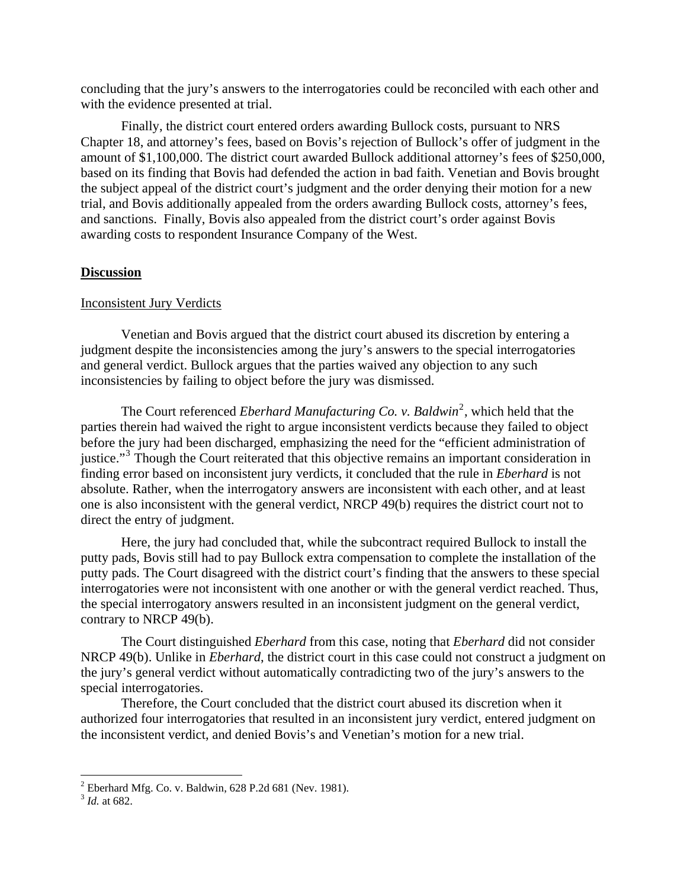concluding that the jury's answers to the interrogatories could be reconciled with each other and with the evidence presented at trial.

Finally, the district court entered orders awarding Bullock costs, pursuant to NRS Chapter 18, and attorney's fees, based on Bovis's rejection of Bullock's offer of judgment in the amount of $1,100,000. The district court awarded Bullock additional attorney's fees of $250,000, based on its finding that Bovis had defended the action in bad faith. Venetian and Bovis brought the subject appeal of the district court's judgment and the order denying their motion for a new trial, and Bovis additionally appealed from the orders awarding Bullock costs, attorney's fees, and sanctions. Finally, Bovis also appealed from the district court's order against Bovis awarding costs to respondent Insurance Company of the West.

**Discussion**

Inconsistent Jury Verdicts

Venetian and Bovis argued that the district court abused its discretion by entering a judgment despite the inconsistencies among the jury's answers to the special interrogatories and general verdict. Bullock argues that the parties waived any objection to any such inconsistencies by failing to object before the jury was dismissed.

The Court referenced *Eberhard Manufacturing Co. v. Baldwin*[2], which held that the parties therein had waived the right to argue inconsistent verdicts because they failed to object before the jury had been discharged, emphasizing the need for the "efficient administration of justice."[3] Though the Court reiterated that this objective remains an important consideration in finding error based on inconsistent jury verdicts, it concluded that the rule in *Eberhard* is not absolute. Rather, when the interrogatory answers are inconsistent with each other, and at least one is also inconsistent with the general verdict, NRCP 49(b) requires the district court not to direct the entry of judgment.

Here, the jury had concluded that, while the subcontract required Bullock to install the putty pads, Bovis still had to pay Bullock extra compensation to complete the installation of the putty pads. The Court disagreed with the district court's finding that the answers to these special interrogatories were not inconsistent with one another or with the general verdict reached. Thus, the special interrogatory answers resulted in an inconsistent judgment on the general verdict, contrary to NRCP 49(b).

The Court distinguished *Eberhard* from this case, noting that *Eberhard* did not consider NRCP 49(b). Unlike in *Eberhard*, the district court in this case could not construct a judgment on the jury's general verdict without automatically contradicting two of the jury's answers to the special interrogatories.

Therefore, the Court concluded that the district court abused its discretion when it authorized four interrogatories that resulted in an inconsistent jury verdict, entered judgment on the inconsistent verdict, and denied Bovis's and Venetian's motion for a new trial.

---

[2] Eberhard Mfg. Co. v. Baldwin, 628 P.2d 681 (Nev. 1981).

[3] *Id.* at 682.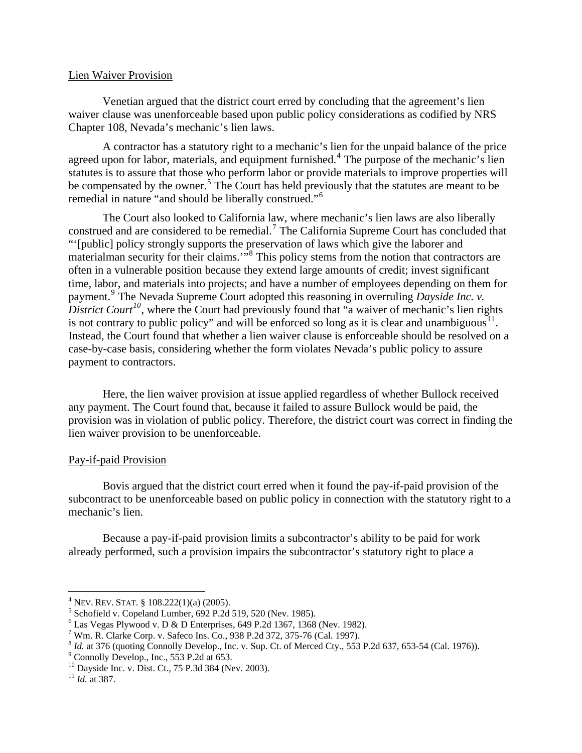Lien Waiver Provision

Venetian argued that the district court erred by concluding that the agreement's lien waiver clause was unenforceable based upon public policy considerations as codified by NRS Chapter 108, Nevada's mechanic's lien laws.

A contractor has a statutory right to a mechanic's lien for the unpaid balance of the price agreed upon for labor, materials, and equipment furnished.[4] The purpose of the mechanic's lien statutes is to assure that those who perform labor or provide materials to improve properties will be compensated by the owner.[5] The Court has held previously that the statutes are meant to be remedial in nature "and should be liberally construed."[6]

The Court also looked to California law, where mechanic's lien laws are also liberally construed and are considered to be remedial.[7] The California Supreme Court has concluded that "'[public] policy strongly supports the preservation of laws which give the laborer and materialman security for their claims.'"[8] This policy stems from the notion that contractors are often in a vulnerable position because they extend large amounts of credit; invest significant time, labor, and materials into projects; and have a number of employees depending on them for payment.[9] The Nevada Supreme Court adopted this reasoning in overruling *Dayside Inc. v. District Court*[10], where the Court had previously found that "a waiver of mechanic's lien rights is not contrary to public policy" and will be enforced so long as it is clear and unambiguous[11]. Instead, the Court found that whether a lien waiver clause is enforceable should be resolved on a case-by-case basis, considering whether the form violates Nevada's public policy to assure payment to contractors.

Here, the lien waiver provision at issue applied regardless of whether Bullock received any payment. The Court found that, because it failed to assure Bullock would be paid, the provision was in violation of public policy. Therefore, the district court was correct in finding the lien waiver provision to be unenforceable.

Pay-if-paid Provision

Bovis argued that the district court erred when it found the pay-if-paid provision of the subcontract to be unenforceable based on public policy in connection with the statutory right to a mechanic's lien.

Because a pay-if-paid provision limits a subcontractor's ability to be paid for work already performed, such a provision impairs the subcontractor's statutory right to place a

---

[4] NEV. REV. STAT. § 108.222(1)(a) (2005).
[5] Schofield v. Copeland Lumber, 692 P.2d 519, 520 (Nev. 1985).
[6] Las Vegas Plywood v. D & D Enterprises, 649 P.2d 1367, 1368 (Nev. 1982).
[7] Wm. R. Clarke Corp. v. Safeco Ins. Co., 938 P.2d 372, 375-76 (Cal. 1997).
[8] *Id.* at 376 (quoting Connolly Develop., Inc. v. Sup. Ct. of Merced Cty., 553 P.2d 637, 653-54 (Cal. 1976)).
[9] Connolly Develop., Inc., 553 P.2d at 653.
[10] Dayside Inc. v. Dist. Ct., 75 P.3d 384 (Nev. 2003).
[11] *Id.* at 387.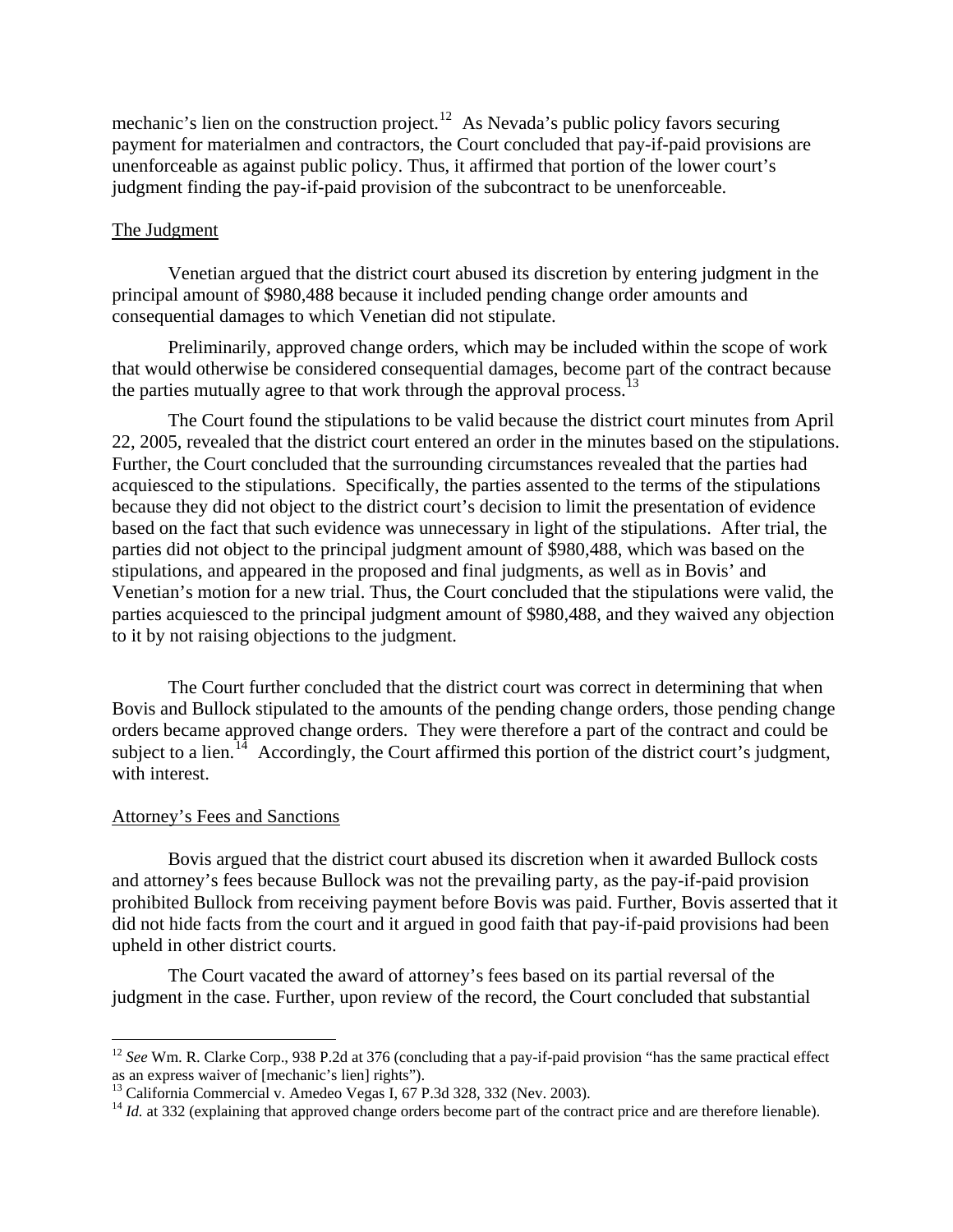mechanic's lien on the construction project.[12] As Nevada's public policy favors securing payment for materialmen and contractors, the Court concluded that pay-if-paid provisions are unenforceable as against public policy. Thus, it affirmed that portion of the lower court's judgment finding the pay-if-paid provision of the subcontract to be unenforceable.

## The Judgment

Venetian argued that the district court abused its discretion by entering judgment in the principal amount of $980,488 because it included pending change order amounts and consequential damages to which Venetian did not stipulate.

Preliminarily, approved change orders, which may be included within the scope of work that would otherwise be considered consequential damages, become part of the contract because the parties mutually agree to that work through the approval process.[13]

The Court found the stipulations to be valid because the district court minutes from April 22, 2005, revealed that the district court entered an order in the minutes based on the stipulations. Further, the Court concluded that the surrounding circumstances revealed that the parties had acquiesced to the stipulations. Specifically, the parties assented to the terms of the stipulations because they did not object to the district court's decision to limit the presentation of evidence based on the fact that such evidence was unnecessary in light of the stipulations. After trial, the parties did not object to the principal judgment amount of $980,488, which was based on the stipulations, and appeared in the proposed and final judgments, as well as in Bovis' and Venetian's motion for a new trial. Thus, the Court concluded that the stipulations were valid, the parties acquiesced to the principal judgment amount of $980,488, and they waived any objection to it by not raising objections to the judgment.

The Court further concluded that the district court was correct in determining that when Bovis and Bullock stipulated to the amounts of the pending change orders, those pending change orders became approved change orders. They were therefore a part of the contract and could be subject to a lien.[14] Accordingly, the Court affirmed this portion of the district court's judgment, with interest.

## Attorney's Fees and Sanctions

Bovis argued that the district court abused its discretion when it awarded Bullock costs and attorney's fees because Bullock was not the prevailing party, as the pay-if-paid provision prohibited Bullock from receiving payment before Bovis was paid. Further, Bovis asserted that it did not hide facts from the court and it argued in good faith that pay-if-paid provisions had been upheld in other district courts.

The Court vacated the award of attorney's fees based on its partial reversal of the judgment in the case. Further, upon review of the record, the Court concluded that substantial

---

[12] *See* Wm. R. Clarke Corp., 938 P.2d at 376 (concluding that a pay-if-paid provision "has the same practical effect as an express waiver of [mechanic's lien] rights").

[13] California Commercial v. Amedeo Vegas I, 67 P.3d 328, 332 (Nev. 2003).

[14] *Id.* at 332 (explaining that approved change orders become part of the contract price and are therefore lienable).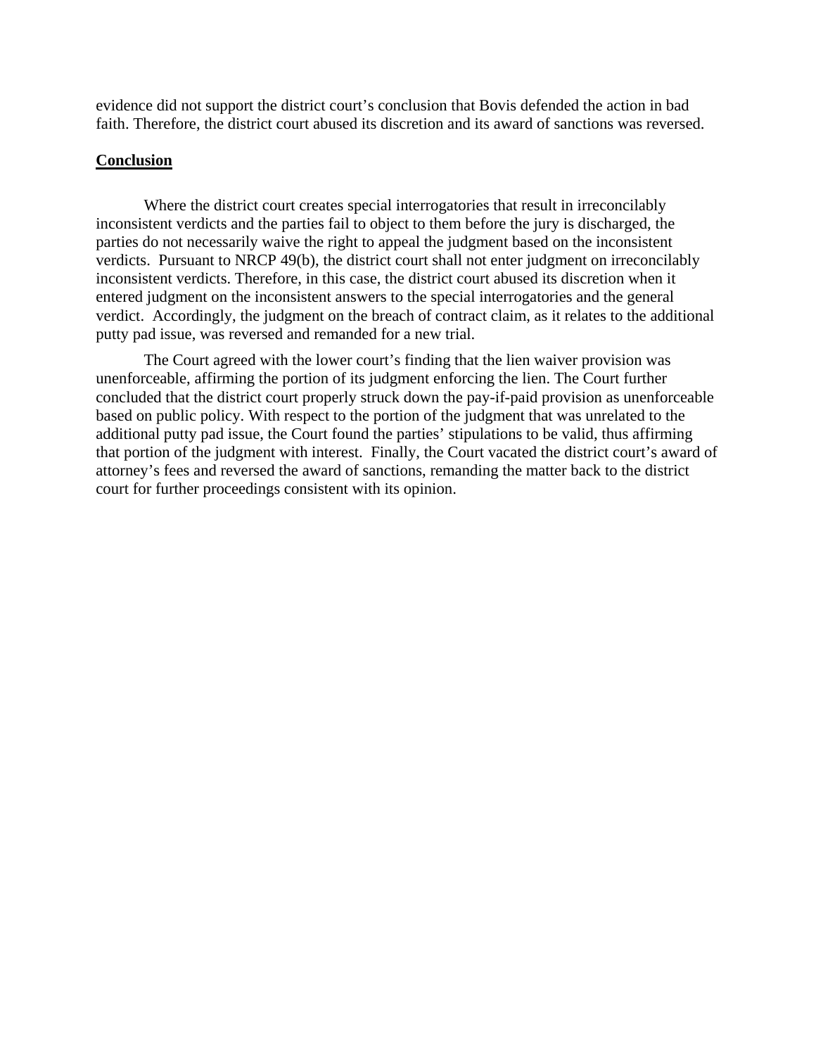evidence did not support the district court's conclusion that Bovis defended the action in bad faith. Therefore, the district court abused its discretion and its award of sanctions was reversed.

## Conclusion

Where the district court creates special interrogatories that result in irreconcilably inconsistent verdicts and the parties fail to object to them before the jury is discharged, the parties do not necessarily waive the right to appeal the judgment based on the inconsistent verdicts. Pursuant to NRCP 49(b), the district court shall not enter judgment on irreconcilably inconsistent verdicts. Therefore, in this case, the district court abused its discretion when it entered judgment on the inconsistent answers to the special interrogatories and the general verdict. Accordingly, the judgment on the breach of contract claim, as it relates to the additional putty pad issue, was reversed and remanded for a new trial.

The Court agreed with the lower court's finding that the lien waiver provision was unenforceable, affirming the portion of its judgment enforcing the lien. The Court further concluded that the district court properly struck down the pay-if-paid provision as unenforceable based on public policy. With respect to the portion of the judgment that was unrelated to the additional putty pad issue, the Court found the parties' stipulations to be valid, thus affirming that portion of the judgment with interest. Finally, the Court vacated the district court's award of attorney's fees and reversed the award of sanctions, remanding the matter back to the district court for further proceedings consistent with its opinion.